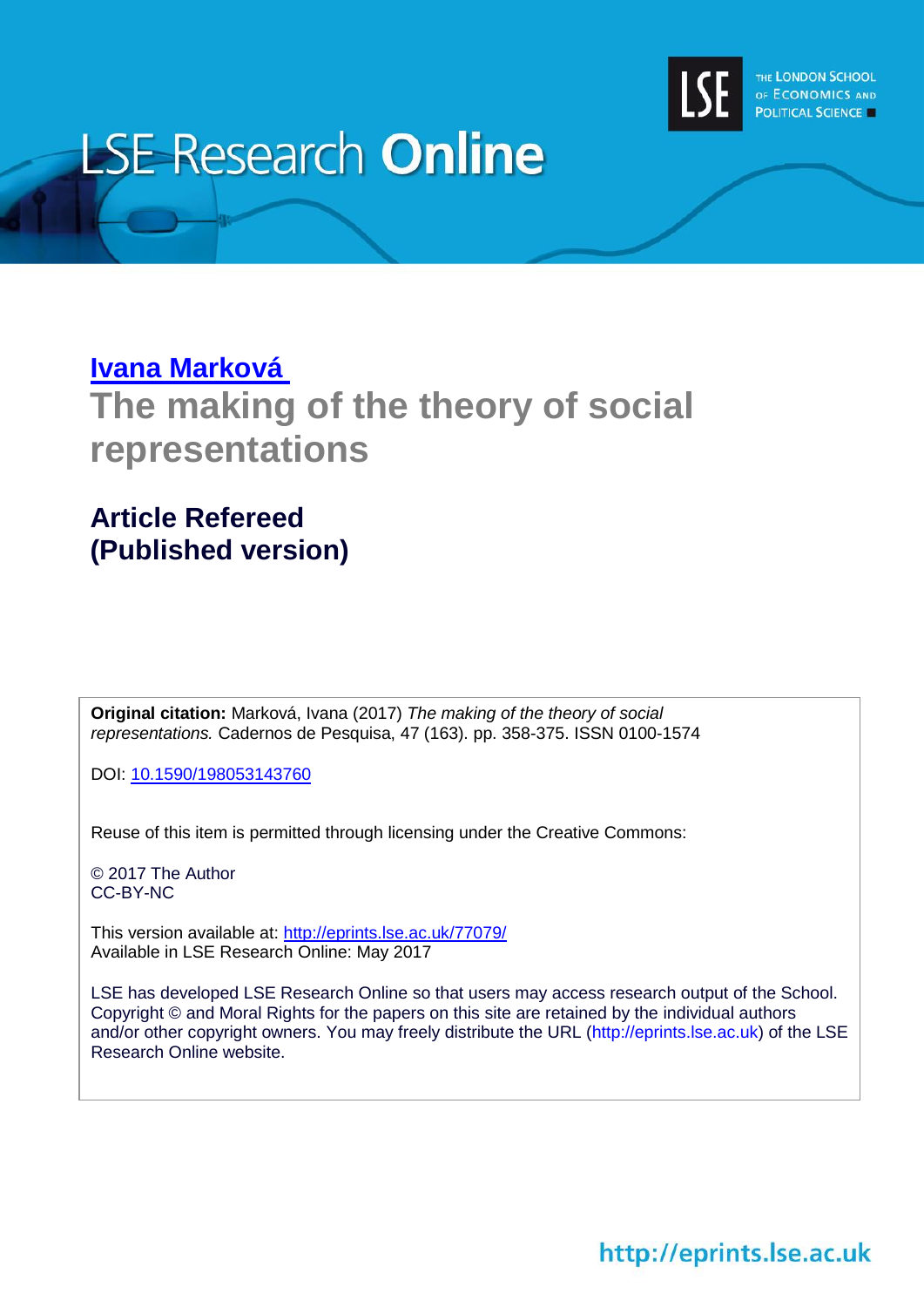LSE Research **Online**

THE LONDON SCHOOL OF ECONOMICS AND POLITICAL SCIENCE

**Ivana Marková**

# The making of the theory of social representations

## Article Refereed (Published version)

**Original citation:** Marková, Ivana (2017) *The making of the theory of social representations.* Cadernos de Pesquisa, 47 (163). pp. 358-375. ISSN 0100-1574

DOI: 10.1590/198053143760

Reuse of this item is permitted through licensing under the Creative Commons:

© 2017 The Author
CC-BY-NC

This version available at: http://eprints.lse.ac.uk/77079/
Available in LSE Research Online: May 2017

LSE has developed LSE Research Online so that users may access research output of the School. Copyright © and Moral Rights for the papers on this site are retained by the individual authors and/or other copyright owners. You may freely distribute the URL (http://eprints.lse.ac.uk) of the LSE Research Online website.

http://eprints.lse.ac.uk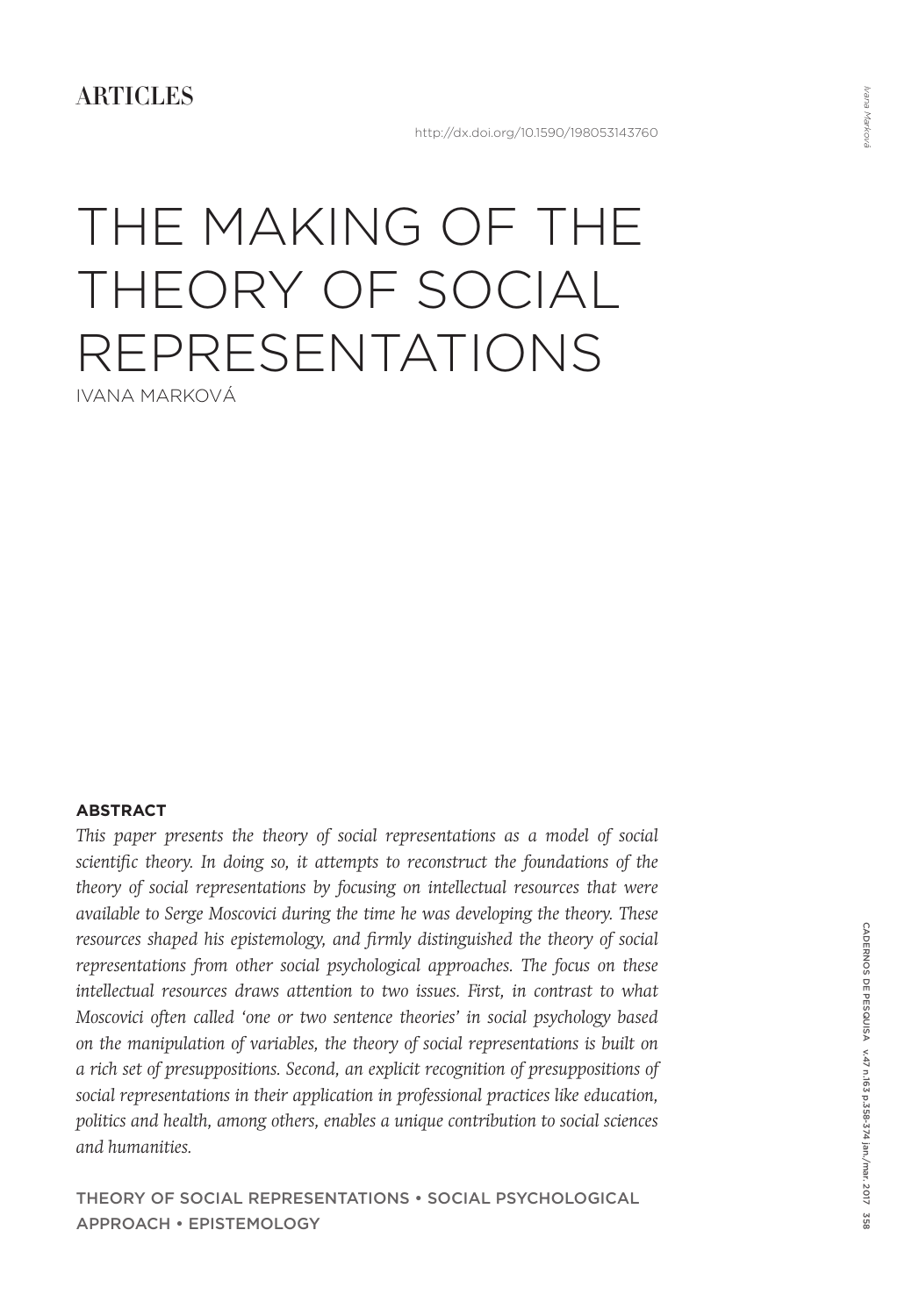## ARTICLES

http://dx.doi.org/10.1590/198053143760

# THE MAKING OF THE THEORY OF SOCIAL REPRESENTATIONS

IVANA MARKOVÁ

**ABSTRACT**

*This paper presents the theory of social representations as a model of social scientific theory. In doing so, it attempts to reconstruct the foundations of the theory of social representations by focusing on intellectual resources that were available to Serge Moscovici during the time he was developing the theory. These resources shaped his epistemology, and firmly distinguished the theory of social representations from other social psychological approaches. The focus on these intellectual resources draws attention to two issues. First, in contrast to what Moscovici often called 'one or two sentence theories' in social psychology based on the manipulation of variables, the theory of social representations is built on a rich set of presuppositions. Second, an explicit recognition of presuppositions of social representations in their application in professional practices like education, politics and health, among others, enables a unique contribution to social sciences and humanities.*

THEORY OF SOCIAL REPRESENTATIONS • SOCIAL PSYCHOLOGICAL APPROACH • EPISTEMOLOGY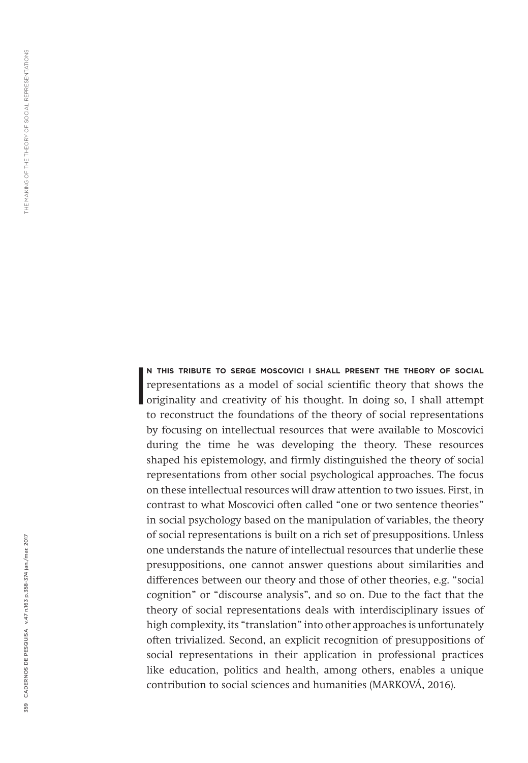IN THIS TRIBUTE TO SERGE MOSCOVICI I SHALL PRESENT THE THEORY OF SOCIAL representations as a model of social scientific theory that shows the originality and creativity of his thought. In doing so, I shall attempt to reconstruct the foundations of the theory of social representations by focusing on intellectual resources that were available to Moscovici during the time he was developing the theory. These resources shaped his epistemology, and firmly distinguished the theory of social representations from other social psychological approaches. The focus on these intellectual resources will draw attention to two issues. First, in contrast to what Moscovici often called "one or two sentence theories" in social psychology based on the manipulation of variables, the theory of social representations is built on a rich set of presuppositions. Unless one understands the nature of intellectual resources that underlie these presuppositions, one cannot answer questions about similarities and differences between our theory and those of other theories, e.g. "social cognition" or "discourse analysis", and so on. Due to the fact that the theory of social representations deals with interdisciplinary issues of high complexity, its "translation" into other approaches is unfortunately often trivialized. Second, an explicit recognition of presuppositions of social representations in their application in professional practices like education, politics and health, among others, enables a unique contribution to social sciences and humanities (MARKOVÁ, 2016).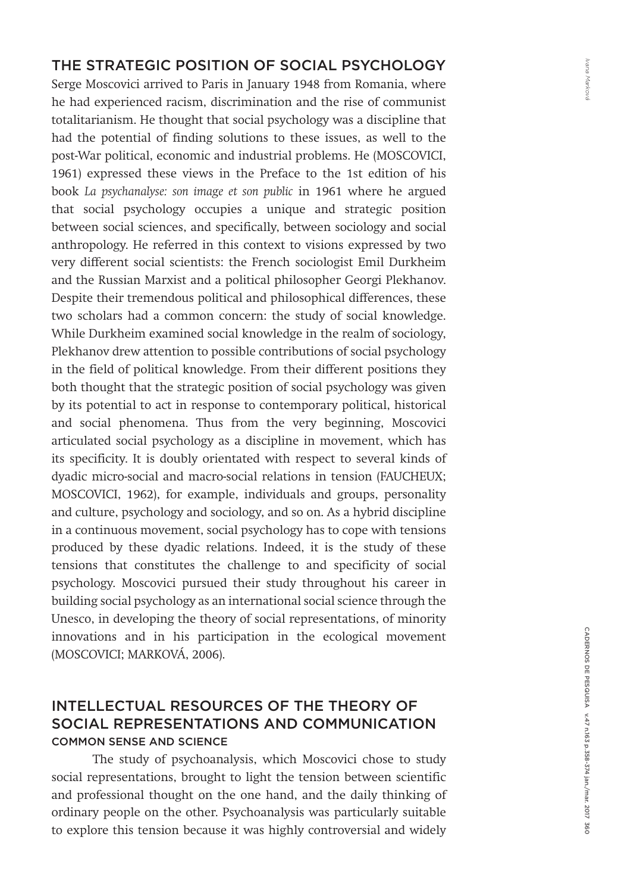## THE STRATEGIC POSITION OF SOCIAL PSYCHOLOGY

Serge Moscovici arrived to Paris in January 1948 from Romania, where he had experienced racism, discrimination and the rise of communist totalitarianism. He thought that social psychology was a discipline that had the potential of finding solutions to these issues, as well to the post-War political, economic and industrial problems. He (MOSCOVICI, 1961) expressed these views in the Preface to the 1st edition of his book *La psychanalyse: son image et son public* in 1961 where he argued that social psychology occupies a unique and strategic position between social sciences, and specifically, between sociology and social anthropology. He referred in this context to visions expressed by two very different social scientists: the French sociologist Emil Durkheim and the Russian Marxist and a political philosopher Georgi Plekhanov. Despite their tremendous political and philosophical differences, these two scholars had a common concern: the study of social knowledge. While Durkheim examined social knowledge in the realm of sociology, Plekhanov drew attention to possible contributions of social psychology in the field of political knowledge. From their different positions they both thought that the strategic position of social psychology was given by its potential to act in response to contemporary political, historical and social phenomena. Thus from the very beginning, Moscovici articulated social psychology as a discipline in movement, which has its specificity. It is doubly orientated with respect to several kinds of dyadic micro-social and macro-social relations in tension (FAUCHEUX; MOSCOVICI, 1962), for example, individuals and groups, personality and culture, psychology and sociology, and so on. As a hybrid discipline in a continuous movement, social psychology has to cope with tensions produced by these dyadic relations. Indeed, it is the study of these tensions that constitutes the challenge to and specificity of social psychology. Moscovici pursued their study throughout his career in building social psychology as an international social science through the Unesco, in developing the theory of social representations, of minority innovations and in his participation in the ecological movement (MOSCOVICI; MARKOVÁ, 2006).

## INTELLECTUAL RESOURCES OF THE THEORY OF SOCIAL REPRESENTATIONS AND COMMUNICATION

### COMMON SENSE AND SCIENCE

The study of psychoanalysis, which Moscovici chose to study social representations, brought to light the tension between scientific and professional thought on the one hand, and the daily thinking of ordinary people on the other. Psychoanalysis was particularly suitable to explore this tension because it was highly controversial and widely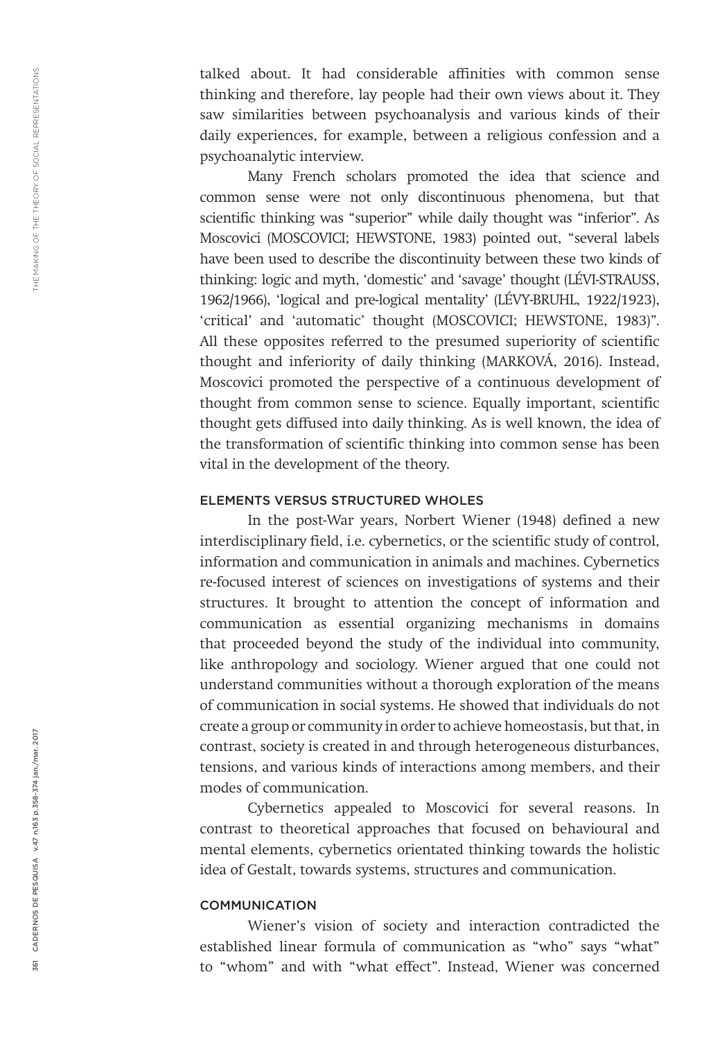talked about. It had considerable affinities with common sense thinking and therefore, lay people had their own views about it. They saw similarities between psychoanalysis and various kinds of their daily experiences, for example, between a religious confession and a psychoanalytic interview.

Many French scholars promoted the idea that science and common sense were not only discontinuous phenomena, but that scientific thinking was "superior" while daily thought was "inferior". As Moscovici (MOSCOVICI; HEWSTONE, 1983) pointed out, "several labels have been used to describe the discontinuity between these two kinds of thinking: logic and myth, 'domestic' and 'savage' thought (LÉVI-STRAUSS, 1962/1966), 'logical and pre-logical mentality' (LÉVY-BRUHL, 1922/1923), 'critical' and 'automatic' thought (MOSCOVICI; HEWSTONE, 1983)". All these opposites referred to the presumed superiority of scientific thought and inferiority of daily thinking (MARKOVÁ, 2016). Instead, Moscovici promoted the perspective of a continuous development of thought from common sense to science. Equally important, scientific thought gets diffused into daily thinking. As is well known, the idea of the transformation of scientific thinking into common sense has been vital in the development of the theory.

## ELEMENTS VERSUS STRUCTURED WHOLES

In the post-War years, Norbert Wiener (1948) defined a new interdisciplinary field, i.e. cybernetics, or the scientific study of control, information and communication in animals and machines. Cybernetics re-focused interest of sciences on investigations of systems and their structures. It brought to attention the concept of information and communication as essential organizing mechanisms in domains that proceeded beyond the study of the individual into community, like anthropology and sociology. Wiener argued that one could not understand communities without a thorough exploration of the means of communication in social systems. He showed that individuals do not create a group or community in order to achieve homeostasis, but that, in contrast, society is created in and through heterogeneous disturbances, tensions, and various kinds of interactions among members, and their modes of communication.

Cybernetics appealed to Moscovici for several reasons. In contrast to theoretical approaches that focused on behavioural and mental elements, cybernetics orientated thinking towards the holistic idea of Gestalt, towards systems, structures and communication.

## COMMUNICATION

Wiener's vision of society and interaction contradicted the established linear formula of communication as "who" says "what" to "whom" and with "what effect". Instead, Wiener was concerned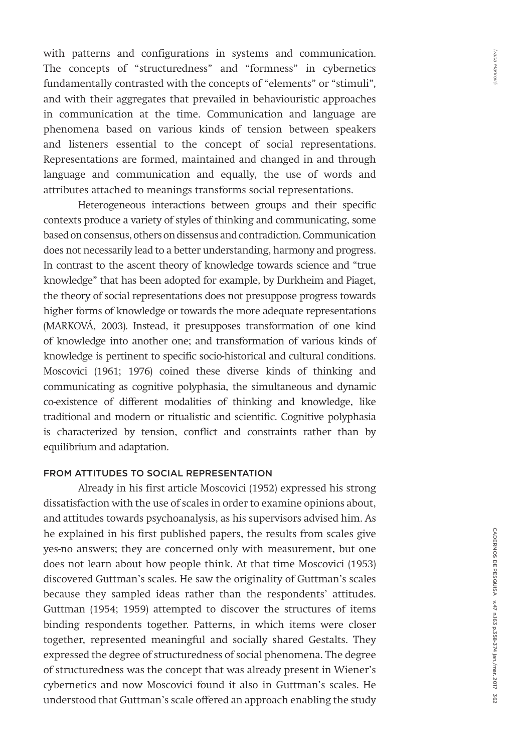with patterns and configurations in systems and communication. The concepts of "structuredness" and "formness" in cybernetics fundamentally contrasted with the concepts of "elements" or "stimuli", and with their aggregates that prevailed in behaviouristic approaches in communication at the time. Communication and language are phenomena based on various kinds of tension between speakers and listeners essential to the concept of social representations. Representations are formed, maintained and changed in and through language and communication and equally, the use of words and attributes attached to meanings transforms social representations.

Heterogeneous interactions between groups and their specific contexts produce a variety of styles of thinking and communicating, some based on consensus, others on dissensus and contradiction. Communication does not necessarily lead to a better understanding, harmony and progress. In contrast to the ascent theory of knowledge towards science and "true knowledge" that has been adopted for example, by Durkheim and Piaget, the theory of social representations does not presuppose progress towards higher forms of knowledge or towards the more adequate representations (MARKOVÁ, 2003). Instead, it presupposes transformation of one kind of knowledge into another one; and transformation of various kinds of knowledge is pertinent to specific socio-historical and cultural conditions. Moscovici (1961; 1976) coined these diverse kinds of thinking and communicating as cognitive polyphasia, the simultaneous and dynamic co-existence of different modalities of thinking and knowledge, like traditional and modern or ritualistic and scientific. Cognitive polyphasia is characterized by tension, conflict and constraints rather than by equilibrium and adaptation.

## FROM ATTITUDES TO SOCIAL REPRESENTATION

Already in his first article Moscovici (1952) expressed his strong dissatisfaction with the use of scales in order to examine opinions about, and attitudes towards psychoanalysis, as his supervisors advised him. As he explained in his first published papers, the results from scales give yes-no answers; they are concerned only with measurement, but one does not learn about how people think. At that time Moscovici (1953) discovered Guttman's scales. He saw the originality of Guttman's scales because they sampled ideas rather than the respondents' attitudes. Guttman (1954; 1959) attempted to discover the structures of items binding respondents together. Patterns, in which items were closer together, represented meaningful and socially shared Gestalts. They expressed the degree of structuredness of social phenomena. The degree of structuredness was the concept that was already present in Wiener's cybernetics and now Moscovici found it also in Guttman's scales. He understood that Guttman's scale offered an approach enabling the study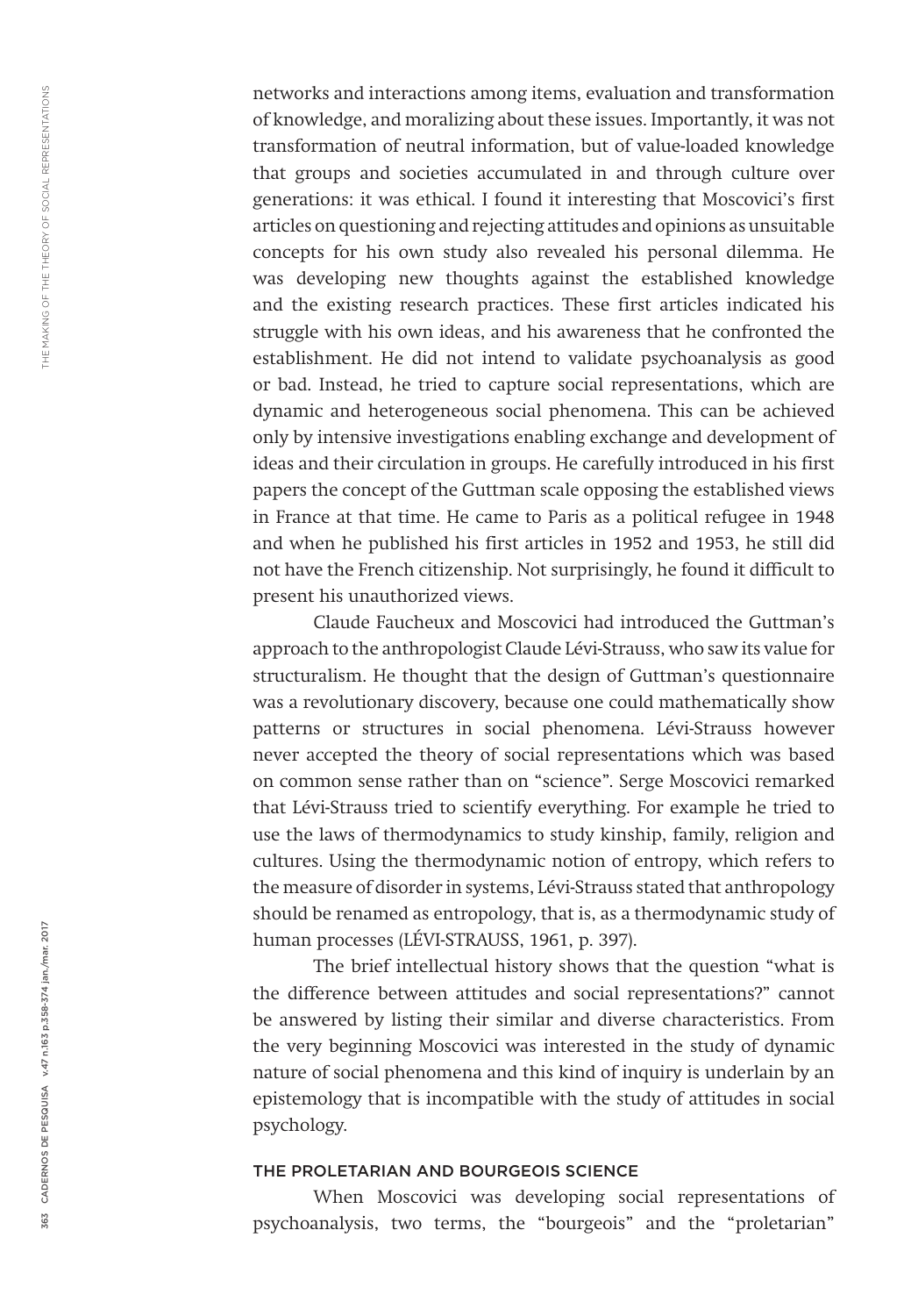networks and interactions among items, evaluation and transformation of knowledge, and moralizing about these issues. Importantly, it was not transformation of neutral information, but of value-loaded knowledge that groups and societies accumulated in and through culture over generations: it was ethical. I found it interesting that Moscovici's first articles on questioning and rejecting attitudes and opinions as unsuitable concepts for his own study also revealed his personal dilemma. He was developing new thoughts against the established knowledge and the existing research practices. These first articles indicated his struggle with his own ideas, and his awareness that he confronted the establishment. He did not intend to validate psychoanalysis as good or bad. Instead, he tried to capture social representations, which are dynamic and heterogeneous social phenomena. This can be achieved only by intensive investigations enabling exchange and development of ideas and their circulation in groups. He carefully introduced in his first papers the concept of the Guttman scale opposing the established views in France at that time. He came to Paris as a political refugee in 1948 and when he published his first articles in 1952 and 1953, he still did not have the French citizenship. Not surprisingly, he found it difficult to present his unauthorized views.

Claude Faucheux and Moscovici had introduced the Guttman's approach to the anthropologist Claude Lévi-Strauss, who saw its value for structuralism. He thought that the design of Guttman's questionnaire was a revolutionary discovery, because one could mathematically show patterns or structures in social phenomena. Lévi-Strauss however never accepted the theory of social representations which was based on common sense rather than on "science". Serge Moscovici remarked that Lévi-Strauss tried to scientify everything. For example he tried to use the laws of thermodynamics to study kinship, family, religion and cultures. Using the thermodynamic notion of entropy, which refers to the measure of disorder in systems, Lévi-Strauss stated that anthropology should be renamed as entropology, that is, as a thermodynamic study of human processes (LÉVI-STRAUSS, 1961, p. 397).

The brief intellectual history shows that the question "what is the difference between attitudes and social representations?" cannot be answered by listing their similar and diverse characteristics. From the very beginning Moscovici was interested in the study of dynamic nature of social phenomena and this kind of inquiry is underlain by an epistemology that is incompatible with the study of attitudes in social psychology.

## THE PROLETARIAN AND BOURGEOIS SCIENCE

When Moscovici was developing social representations of psychoanalysis, two terms, the "bourgeois" and the "proletarian"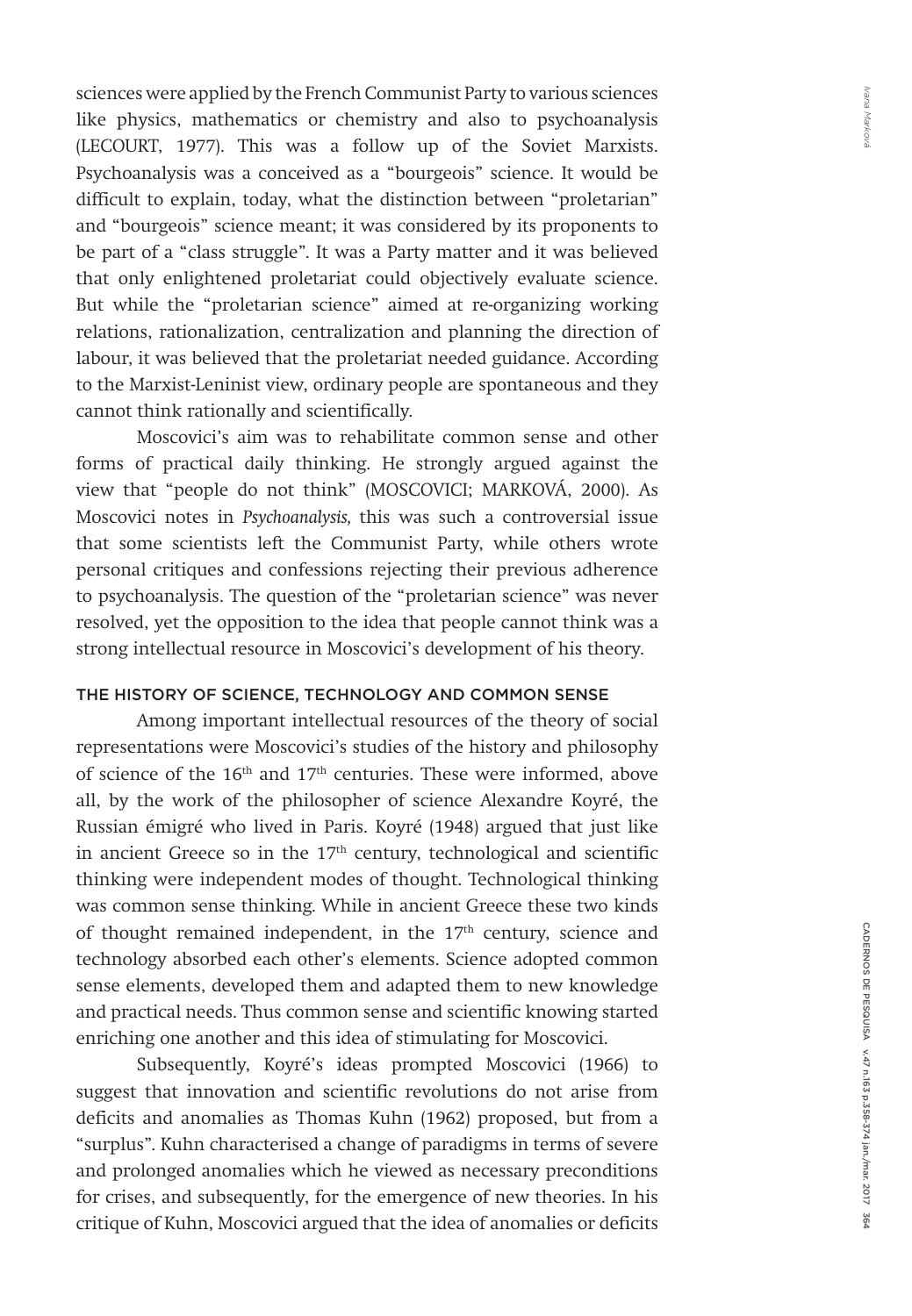sciences were applied by the French Communist Party to various sciences like physics, mathematics or chemistry and also to psychoanalysis (LECOURT, 1977). This was a follow up of the Soviet Marxists. Psychoanalysis was a conceived as a "bourgeois" science. It would be difficult to explain, today, what the distinction between "proletarian" and "bourgeois" science meant; it was considered by its proponents to be part of a "class struggle". It was a Party matter and it was believed that only enlightened proletariat could objectively evaluate science. But while the "proletarian science" aimed at re-organizing working relations, rationalization, centralization and planning the direction of labour, it was believed that the proletariat needed guidance. According to the Marxist-Leninist view, ordinary people are spontaneous and they cannot think rationally and scientifically.

Moscovici's aim was to rehabilitate common sense and other forms of practical daily thinking. He strongly argued against the view that "people do not think" (MOSCOVICI; MARKOVÁ, 2000). As Moscovici notes in *Psychoanalysis,* this was such a controversial issue that some scientists left the Communist Party, while others wrote personal critiques and confessions rejecting their previous adherence to psychoanalysis. The question of the "proletarian science" was never resolved, yet the opposition to the idea that people cannot think was a strong intellectual resource in Moscovici's development of his theory.

## THE HISTORY OF SCIENCE, TECHNOLOGY AND COMMON SENSE

Among important intellectual resources of the theory of social representations were Moscovici's studies of the history and philosophy of science of the 16th and 17th centuries. These were informed, above all, by the work of the philosopher of science Alexandre Koyré, the Russian émigré who lived in Paris. Koyré (1948) argued that just like in ancient Greece so in the 17th century, technological and scientific thinking were independent modes of thought. Technological thinking was common sense thinking. While in ancient Greece these two kinds of thought remained independent, in the 17th century, science and technology absorbed each other's elements. Science adopted common sense elements, developed them and adapted them to new knowledge and practical needs. Thus common sense and scientific knowing started enriching one another and this idea of stimulating for Moscovici.

Subsequently, Koyré's ideas prompted Moscovici (1966) to suggest that innovation and scientific revolutions do not arise from deficits and anomalies as Thomas Kuhn (1962) proposed, but from a "surplus". Kuhn characterised a change of paradigms in terms of severe and prolonged anomalies which he viewed as necessary preconditions for crises, and subsequently, for the emergence of new theories. In his critique of Kuhn, Moscovici argued that the idea of anomalies or deficits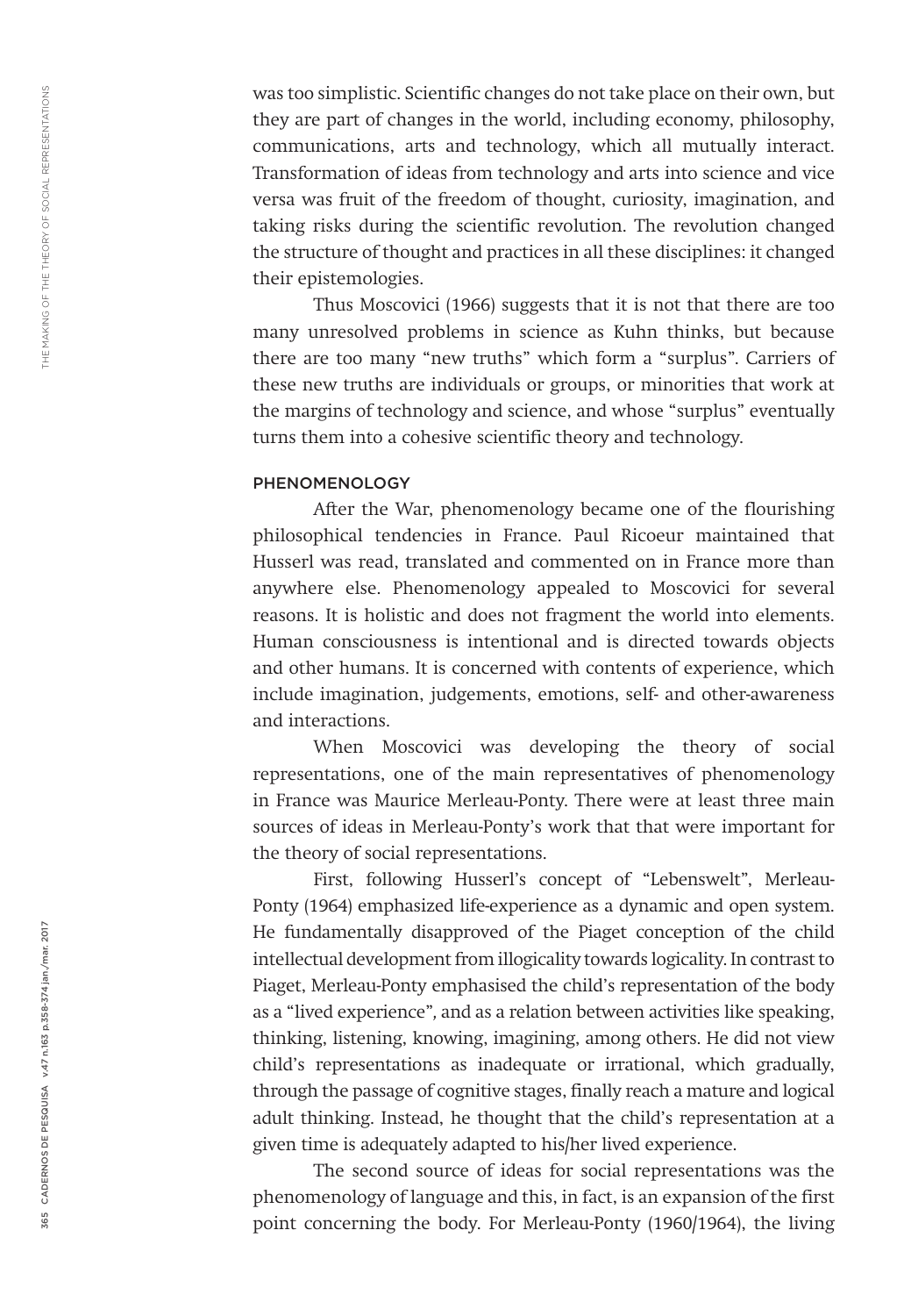was too simplistic. Scientific changes do not take place on their own, but they are part of changes in the world, including economy, philosophy, communications, arts and technology, which all mutually interact. Transformation of ideas from technology and arts into science and vice versa was fruit of the freedom of thought, curiosity, imagination, and taking risks during the scientific revolution. The revolution changed the structure of thought and practices in all these disciplines: it changed their epistemologies.

Thus Moscovici (1966) suggests that it is not that there are too many unresolved problems in science as Kuhn thinks, but because there are too many "new truths" which form a "surplus". Carriers of these new truths are individuals or groups, or minorities that work at the margins of technology and science, and whose "surplus" eventually turns them into a cohesive scientific theory and technology.

## PHENOMENOLOGY

After the War, phenomenology became one of the flourishing philosophical tendencies in France. Paul Ricoeur maintained that Husserl was read, translated and commented on in France more than anywhere else. Phenomenology appealed to Moscovici for several reasons. It is holistic and does not fragment the world into elements. Human consciousness is intentional and is directed towards objects and other humans. It is concerned with contents of experience, which include imagination, judgements, emotions, self- and other-awareness and interactions.

When Moscovici was developing the theory of social representations, one of the main representatives of phenomenology in France was Maurice Merleau-Ponty. There were at least three main sources of ideas in Merleau-Ponty's work that that were important for the theory of social representations.

First, following Husserl's concept of "Lebenswelt", Merleau-Ponty (1964) emphasized life-experience as a dynamic and open system. He fundamentally disapproved of the Piaget conception of the child intellectual development from illogicality towards logicality. In contrast to Piaget, Merleau-Ponty emphasised the child's representation of the body as a "lived experience", and as a relation between activities like speaking, thinking, listening, knowing, imagining, among others. He did not view child's representations as inadequate or irrational, which gradually, through the passage of cognitive stages, finally reach a mature and logical adult thinking. Instead, he thought that the child's representation at a given time is adequately adapted to his/her lived experience.

The second source of ideas for social representations was the phenomenology of language and this, in fact, is an expansion of the first point concerning the body. For Merleau-Ponty (1960/1964), the living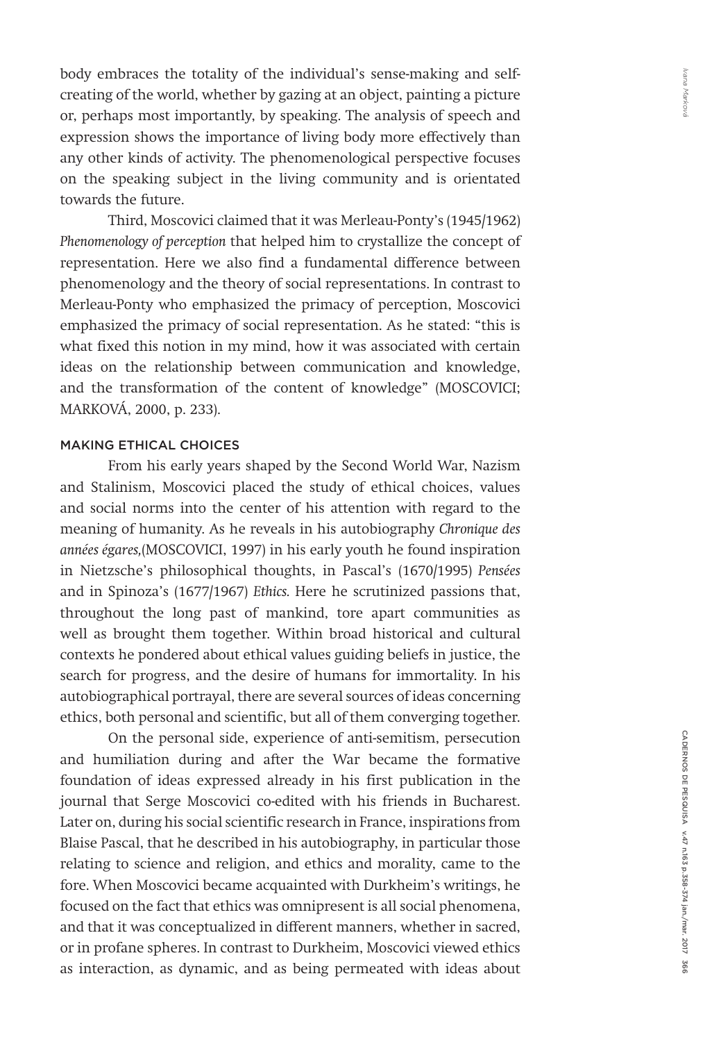body embraces the totality of the individual's sense-making and self-creating of the world, whether by gazing at an object, painting a picture or, perhaps most importantly, by speaking. The analysis of speech and expression shows the importance of living body more effectively than any other kinds of activity. The phenomenological perspective focuses on the speaking subject in the living community and is orientated towards the future.

Third, Moscovici claimed that it was Merleau-Ponty's (1945/1962) *Phenomenology of perception* that helped him to crystallize the concept of representation. Here we also find a fundamental difference between phenomenology and the theory of social representations. In contrast to Merleau-Ponty who emphasized the primacy of perception, Moscovici emphasized the primacy of social representation. As he stated: "this is what fixed this notion in my mind, how it was associated with certain ideas on the relationship between communication and knowledge, and the transformation of the content of knowledge" (MOSCOVICI; MARKOVÁ, 2000, p. 233).

## MAKING ETHICAL CHOICES

From his early years shaped by the Second World War, Nazism and Stalinism, Moscovici placed the study of ethical choices, values and social norms into the center of his attention with regard to the meaning of humanity. As he reveals in his autobiography *Chronique des années égares,*(MOSCOVICI, 1997) in his early youth he found inspiration in Nietzsche's philosophical thoughts, in Pascal's (1670/1995) *Pensées* and in Spinoza's (1677/1967) *Ethics.* Here he scrutinized passions that, throughout the long past of mankind, tore apart communities as well as brought them together. Within broad historical and cultural contexts he pondered about ethical values guiding beliefs in justice, the search for progress, and the desire of humans for immortality. In his autobiographical portrayal, there are several sources of ideas concerning ethics, both personal and scientific, but all of them converging together.

On the personal side, experience of anti-semitism, persecution and humiliation during and after the War became the formative foundation of ideas expressed already in his first publication in the journal that Serge Moscovici co-edited with his friends in Bucharest. Later on, during his social scientific research in France, inspirations from Blaise Pascal, that he described in his autobiography, in particular those relating to science and religion, and ethics and morality, came to the fore. When Moscovici became acquainted with Durkheim's writings, he focused on the fact that ethics was omnipresent is all social phenomena, and that it was conceptualized in different manners, whether in sacred, or in profane spheres. In contrast to Durkheim, Moscovici viewed ethics as interaction, as dynamic, and as being permeated with ideas about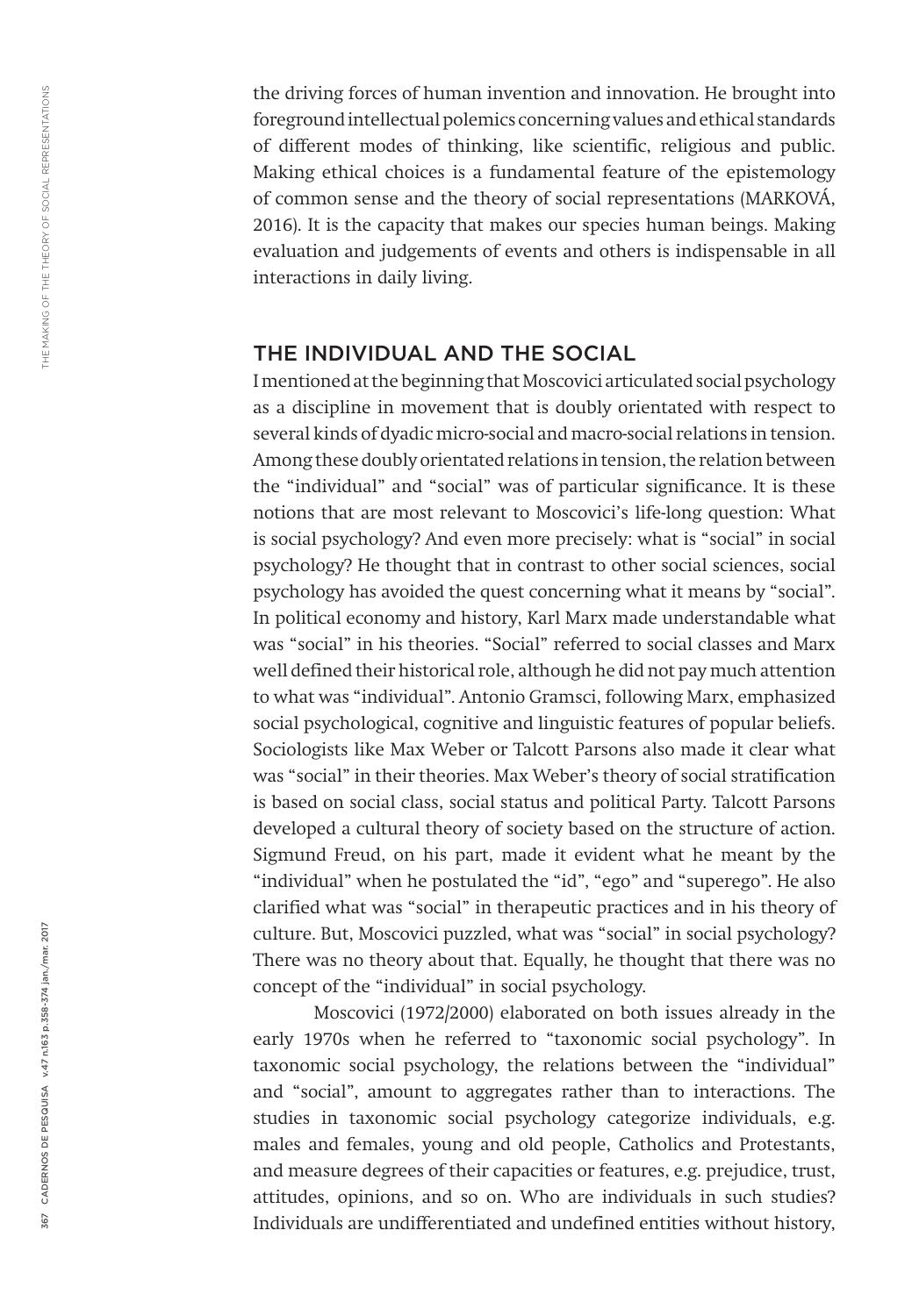the driving forces of human invention and innovation. He brought into foreground intellectual polemics concerning values and ethical standards of different modes of thinking, like scientific, religious and public. Making ethical choices is a fundamental feature of the epistemology of common sense and the theory of social representations (MARKOVÁ, 2016). It is the capacity that makes our species human beings. Making evaluation and judgements of events and others is indispensable in all interactions in daily living.

## THE INDIVIDUAL AND THE SOCIAL

I mentioned at the beginning that Moscovici articulated social psychology as a discipline in movement that is doubly orientated with respect to several kinds of dyadic micro-social and macro-social relations in tension. Among these doubly orientated relations in tension, the relation between the "individual" and "social" was of particular significance. It is these notions that are most relevant to Moscovici's life-long question: What is social psychology? And even more precisely: what is "social" in social psychology? He thought that in contrast to other social sciences, social psychology has avoided the quest concerning what it means by "social". In political economy and history, Karl Marx made understandable what was "social" in his theories. "Social" referred to social classes and Marx well defined their historical role, although he did not pay much attention to what was "individual". Antonio Gramsci, following Marx, emphasized social psychological, cognitive and linguistic features of popular beliefs. Sociologists like Max Weber or Talcott Parsons also made it clear what was "social" in their theories. Max Weber's theory of social stratification is based on social class, social status and political Party. Talcott Parsons developed a cultural theory of society based on the structure of action. Sigmund Freud, on his part, made it evident what he meant by the "individual" when he postulated the "id", "ego" and "superego". He also clarified what was "social" in therapeutic practices and in his theory of culture. But, Moscovici puzzled, what was "social" in social psychology? There was no theory about that. Equally, he thought that there was no concept of the "individual" in social psychology.

Moscovici (1972/2000) elaborated on both issues already in the early 1970s when he referred to "taxonomic social psychology". In taxonomic social psychology, the relations between the "individual" and "social", amount to aggregates rather than to interactions. The studies in taxonomic social psychology categorize individuals, e.g. males and females, young and old people, Catholics and Protestants, and measure degrees of their capacities or features, e.g. prejudice, trust, attitudes, opinions, and so on. Who are individuals in such studies? Individuals are undifferentiated and undefined entities without history,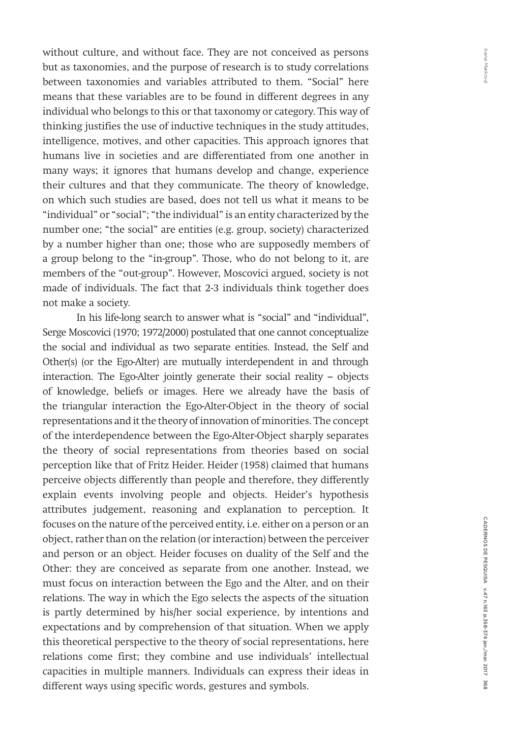without culture, and without face. They are not conceived as persons but as taxonomies, and the purpose of research is to study correlations between taxonomies and variables attributed to them. "Social" here means that these variables are to be found in different degrees in any individual who belongs to this or that taxonomy or category. This way of thinking justifies the use of inductive techniques in the study attitudes, intelligence, motives, and other capacities. This approach ignores that humans live in societies and are differentiated from one another in many ways; it ignores that humans develop and change, experience their cultures and that they communicate. The theory of knowledge, on which such studies are based, does not tell us what it means to be "individual" or "social"; "the individual" is an entity characterized by the number one; "the social" are entities (e.g. group, society) characterized by a number higher than one; those who are supposedly members of a group belong to the "in-group". Those, who do not belong to it, are members of the "out-group". However, Moscovici argued, society is not made of individuals. The fact that 2-3 individuals think together does not make a society.

In his life-long search to answer what is "social" and "individual", Serge Moscovici (1970; 1972/2000) postulated that one cannot conceptualize the social and individual as two separate entities. Instead, the Self and Other(s) (or the Ego-Alter) are mutually interdependent in and through interaction. The Ego-Alter jointly generate their social reality – objects of knowledge, beliefs or images. Here we already have the basis of the triangular interaction the Ego-Alter-Object in the theory of social representations and it the theory of innovation of minorities. The concept of the interdependence between the Ego-Alter-Object sharply separates the theory of social representations from theories based on social perception like that of Fritz Heider. Heider (1958) claimed that humans perceive objects differently than people and therefore, they differently explain events involving people and objects. Heider's hypothesis attributes judgement, reasoning and explanation to perception. It focuses on the nature of the perceived entity, i.e. either on a person or an object, rather than on the relation (or interaction) between the perceiver and person or an object. Heider focuses on duality of the Self and the Other: they are conceived as separate from one another. Instead, we must focus on interaction between the Ego and the Alter, and on their relations. The way in which the Ego selects the aspects of the situation is partly determined by his/her social experience, by intentions and expectations and by comprehension of that situation. When we apply this theoretical perspective to the theory of social representations, here relations come first; they combine and use individuals' intellectual capacities in multiple manners. Individuals can express their ideas in different ways using specific words, gestures and symbols.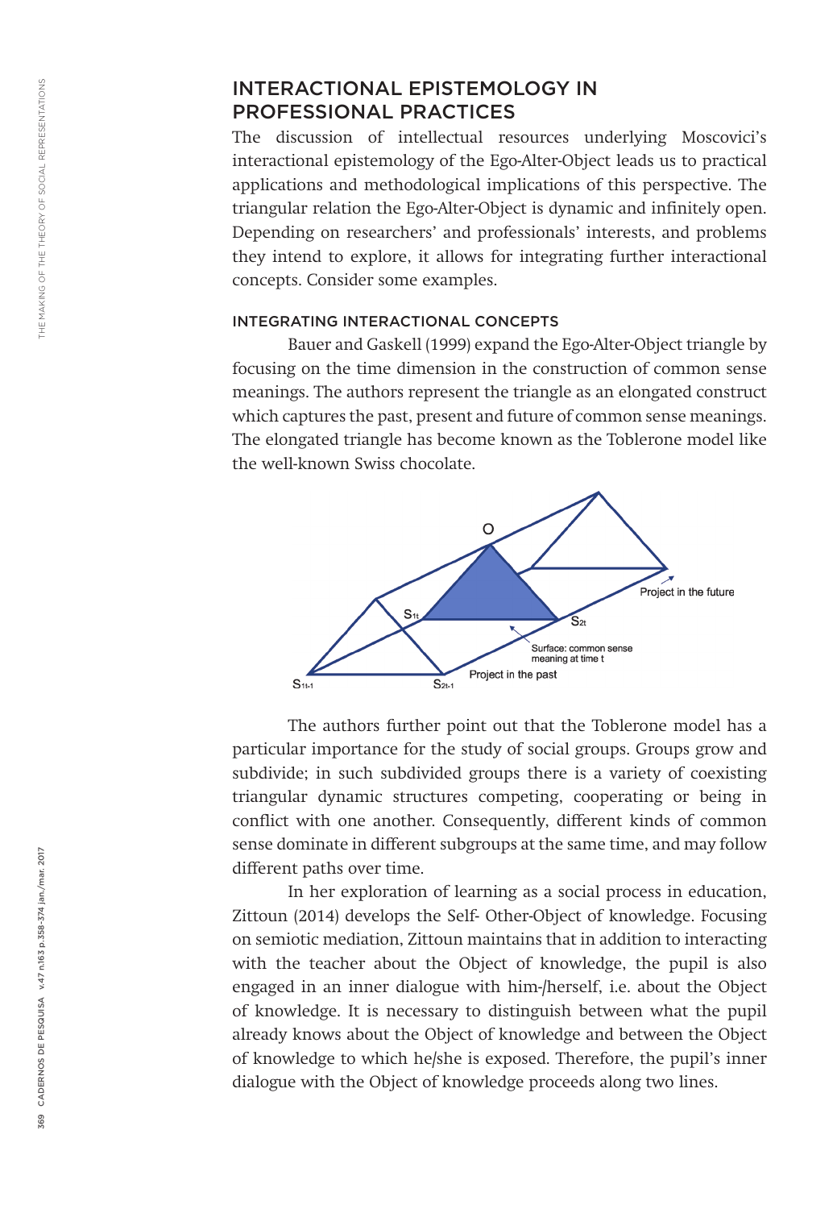## INTERACTIONAL EPISTEMOLOGY IN PROFESSIONAL PRACTICES

The discussion of intellectual resources underlying Moscovici's interactional epistemology of the Ego-Alter-Object leads us to practical applications and methodological implications of this perspective. The triangular relation the Ego-Alter-Object is dynamic and infinitely open. Depending on researchers' and professionals' interests, and problems they intend to explore, it allows for integrating further interactional concepts. Consider some examples.

### INTEGRATING INTERACTIONAL CONCEPTS

Bauer and Gaskell (1999) expand the Ego-Alter-Object triangle by focusing on the time dimension in the construction of common sense meanings. The authors represent the triangle as an elongated construct which captures the past, present and future of common sense meanings. The elongated triangle has become known as the Toblerone model like the well-known Swiss chocolate.

The authors further point out that the Toblerone model has a particular importance for the study of social groups. Groups grow and subdivide; in such subdivided groups there is a variety of coexisting triangular dynamic structures competing, cooperating or being in conflict with one another. Consequently, different kinds of common sense dominate in different subgroups at the same time, and may follow different paths over time.

In her exploration of learning as a social process in education, Zittoun (2014) develops the Self- Other-Object of knowledge. Focusing on semiotic mediation, Zittoun maintains that in addition to interacting with the teacher about the Object of knowledge, the pupil is also engaged in an inner dialogue with him-/herself, i.e. about the Object of knowledge. It is necessary to distinguish between what the pupil already knows about the Object of knowledge and between the Object of knowledge to which he/she is exposed. Therefore, the pupil's inner dialogue with the Object of knowledge proceeds along two lines.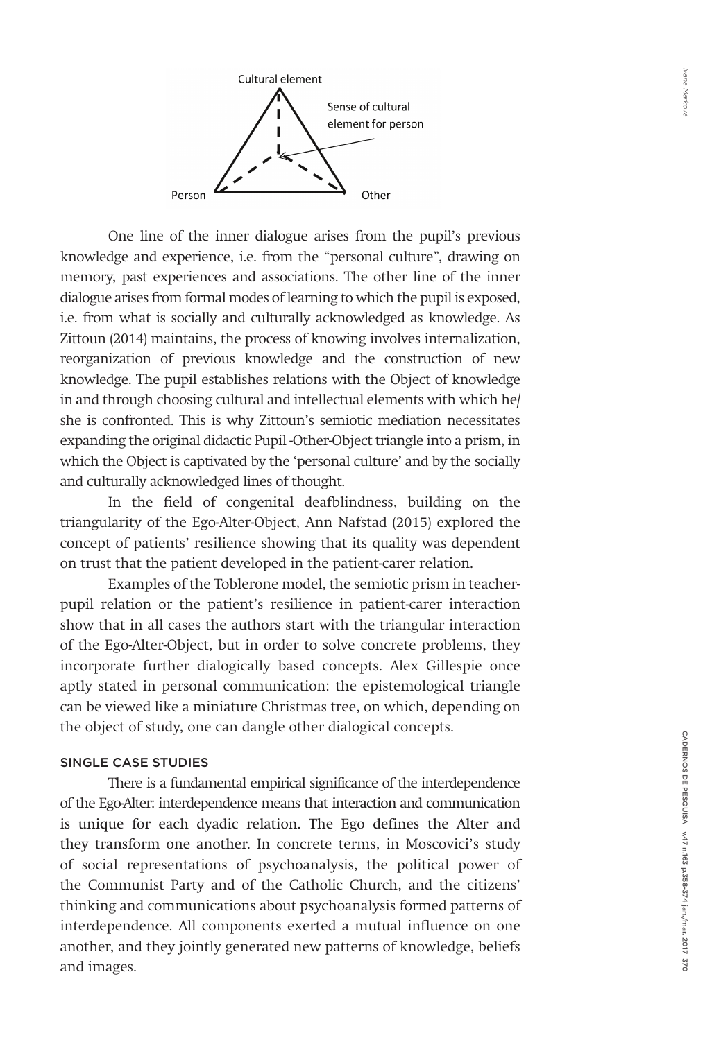One line of the inner dialogue arises from the pupil's previous knowledge and experience, i.e. from the "personal culture", drawing on memory, past experiences and associations. The other line of the inner dialogue arises from formal modes of learning to which the pupil is exposed, i.e. from what is socially and culturally acknowledged as knowledge. As Zittoun (2014) maintains, the process of knowing involves internalization, reorganization of previous knowledge and the construction of new knowledge. The pupil establishes relations with the Object of knowledge in and through choosing cultural and intellectual elements with which he/she is confronted. This is why Zittoun's semiotic mediation necessitates expanding the original didactic Pupil -Other-Object triangle into a prism, in which the Object is captivated by the 'personal culture' and by the socially and culturally acknowledged lines of thought.

In the field of congenital deafblindness, building on the triangularity of the Ego-Alter-Object, Ann Nafstad (2015) explored the concept of patients' resilience showing that its quality was dependent on trust that the patient developed in the patient-carer relation.

Examples of the Toblerone model, the semiotic prism in teacher-pupil relation or the patient's resilience in patient-carer interaction show that in all cases the authors start with the triangular interaction of the Ego-Alter-Object, but in order to solve concrete problems, they incorporate further dialogically based concepts. Alex Gillespie once aptly stated in personal communication: the epistemological triangle can be viewed like a miniature Christmas tree, on which, depending on the object of study, one can dangle other dialogical concepts.

## SINGLE CASE STUDIES

There is a fundamental empirical significance of the interdependence of the Ego-Alter: interdependence means that interaction and communication is unique for each dyadic relation. The Ego defines the Alter and they transform one another. In concrete terms, in Moscovici's study of social representations of psychoanalysis, the political power of the Communist Party and of the Catholic Church, and the citizens' thinking and communications about psychoanalysis formed patterns of interdependence. All components exerted a mutual influence on one another, and they jointly generated new patterns of knowledge, beliefs and images.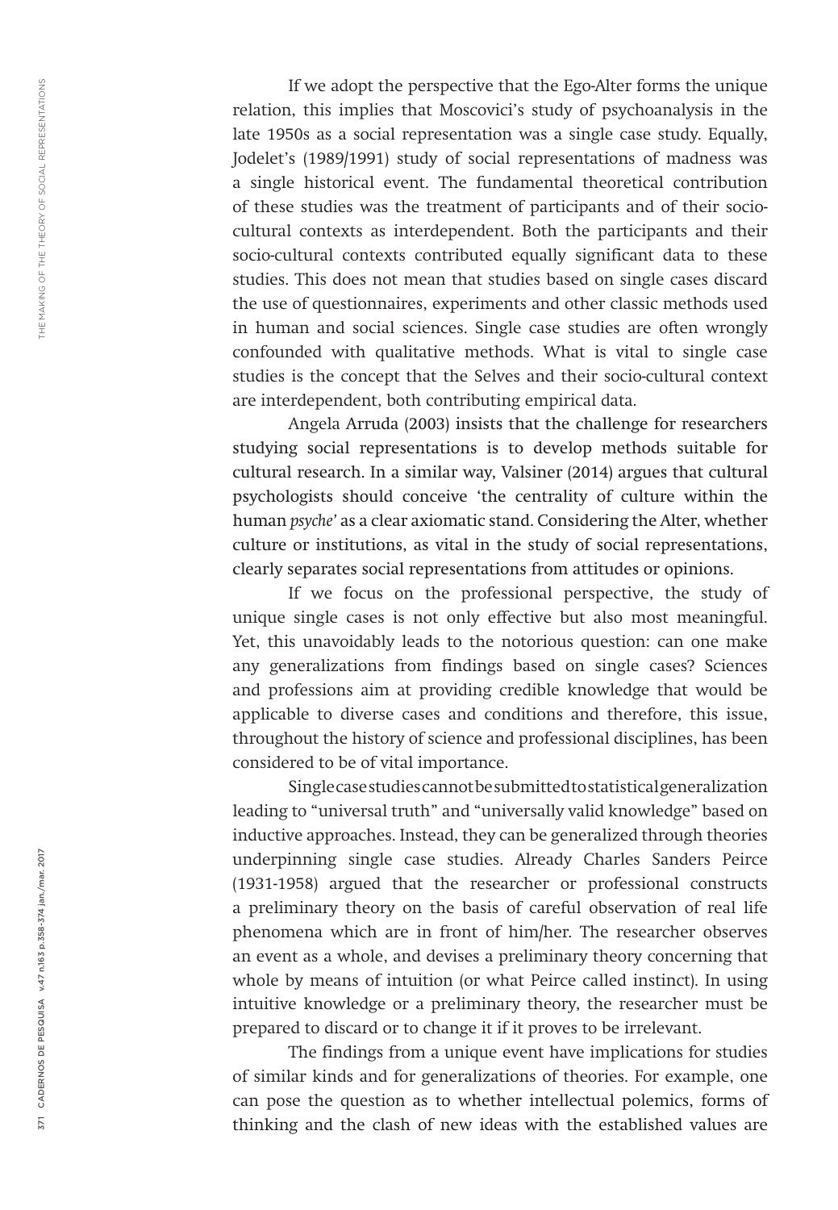If we adopt the perspective that the Ego-Alter forms the unique relation, this implies that Moscovici's study of psychoanalysis in the late 1950s as a social representation was a single case study. Equally, Jodelet's (1989/1991) study of social representations of madness was a single historical event. The fundamental theoretical contribution of these studies was the treatment of participants and of their socio-cultural contexts as interdependent. Both the participants and their socio-cultural contexts contributed equally significant data to these studies. This does not mean that studies based on single cases discard the use of questionnaires, experiments and other classic methods used in human and social sciences. Single case studies are often wrongly confounded with qualitative methods. What is vital to single case studies is the concept that the Selves and their socio-cultural context are interdependent, both contributing empirical data.

Angela Arruda (2003) insists that the challenge for researchers studying social representations is to develop methods suitable for cultural research. In a similar way, Valsiner (2014) argues that cultural psychologists should conceive 'the centrality of culture within the human *psyche*' as a clear axiomatic stand. Considering the Alter, whether culture or institutions, as vital in the study of social representations, clearly separates social representations from attitudes or opinions.

If we focus on the professional perspective, the study of unique single cases is not only effective but also most meaningful. Yet, this unavoidably leads to the notorious question: can one make any generalizations from findings based on single cases? Sciences and professions aim at providing credible knowledge that would be applicable to diverse cases and conditions and therefore, this issue, throughout the history of science and professional disciplines, has been considered to be of vital importance.

Single case studies cannot be submitted to statistical generalization leading to "universal truth" and "universally valid knowledge" based on inductive approaches. Instead, they can be generalized through theories underpinning single case studies. Already Charles Sanders Peirce (1931-1958) argued that the researcher or professional constructs a preliminary theory on the basis of careful observation of real life phenomena which are in front of him/her. The researcher observes an event as a whole, and devises a preliminary theory concerning that whole by means of intuition (or what Peirce called instinct). In using intuitive knowledge or a preliminary theory, the researcher must be prepared to discard or to change it if it proves to be irrelevant.

The findings from a unique event have implications for studies of similar kinds and for generalizations of theories. For example, one can pose the question as to whether intellectual polemics, forms of thinking and the clash of new ideas with the established values are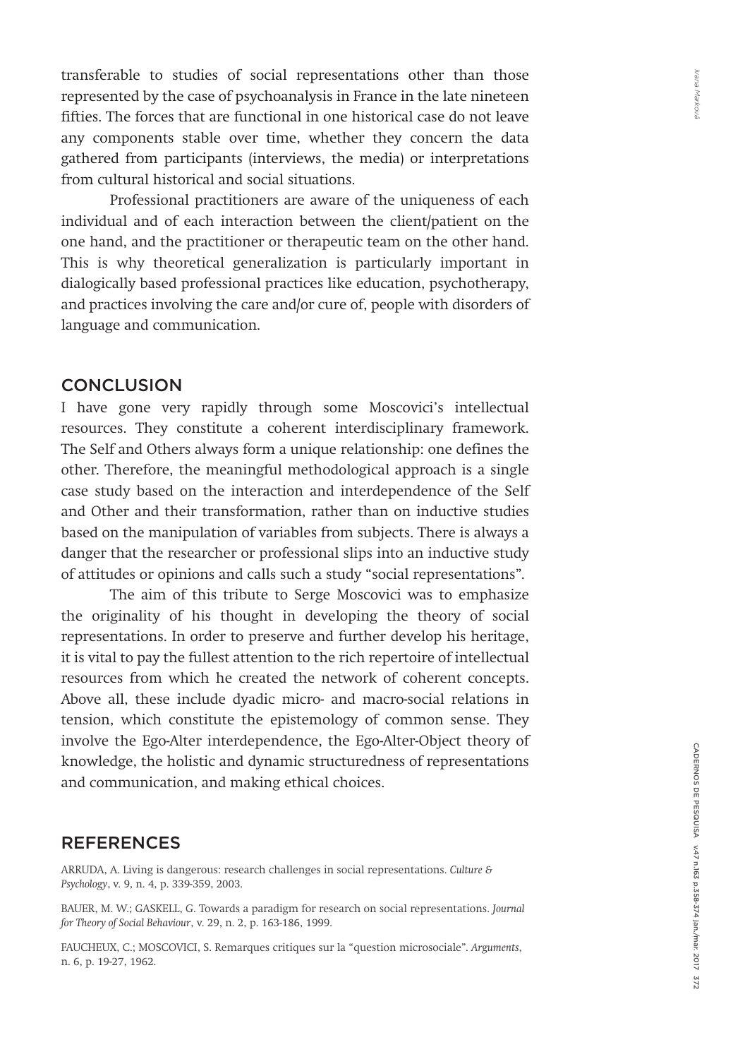transferable to studies of social representations other than those represented by the case of psychoanalysis in France in the late nineteen fifties. The forces that are functional in one historical case do not leave any components stable over time, whether they concern the data gathered from participants (interviews, the media) or interpretations from cultural historical and social situations.

Professional practitioners are aware of the uniqueness of each individual and of each interaction between the client/patient on the one hand, and the practitioner or therapeutic team on the other hand. This is why theoretical generalization is particularly important in dialogically based professional practices like education, psychotherapy, and practices involving the care and/or cure of, people with disorders of language and communication.

## CONCLUSION

I have gone very rapidly through some Moscovici's intellectual resources. They constitute a coherent interdisciplinary framework. The Self and Others always form a unique relationship: one defines the other. Therefore, the meaningful methodological approach is a single case study based on the interaction and interdependence of the Self and Other and their transformation, rather than on inductive studies based on the manipulation of variables from subjects. There is always a danger that the researcher or professional slips into an inductive study of attitudes or opinions and calls such a study "social representations".

The aim of this tribute to Serge Moscovici was to emphasize the originality of his thought in developing the theory of social representations. In order to preserve and further develop his heritage, it is vital to pay the fullest attention to the rich repertoire of intellectual resources from which he created the network of coherent concepts. Above all, these include dyadic micro- and macro-social relations in tension, which constitute the epistemology of common sense. They involve the Ego-Alter interdependence, the Ego-Alter-Object theory of knowledge, the holistic and dynamic structuredness of representations and communication, and making ethical choices.

## REFERENCES

ARRUDA, A. Living is dangerous: research challenges in social representations. *Culture & Psychology*, v. 9, n. 4, p. 339-359, 2003.

BAUER, M. W.; GASKELL, G. Towards a paradigm for research on social representations. *Journal for Theory of Social Behaviour*, v. 29, n. 2, p. 163-186, 1999.

FAUCHEUX, C.; MOSCOVICI, S. Remarques critiques sur la "question microsociale". *Arguments*, n. 6, p. 19-27, 1962.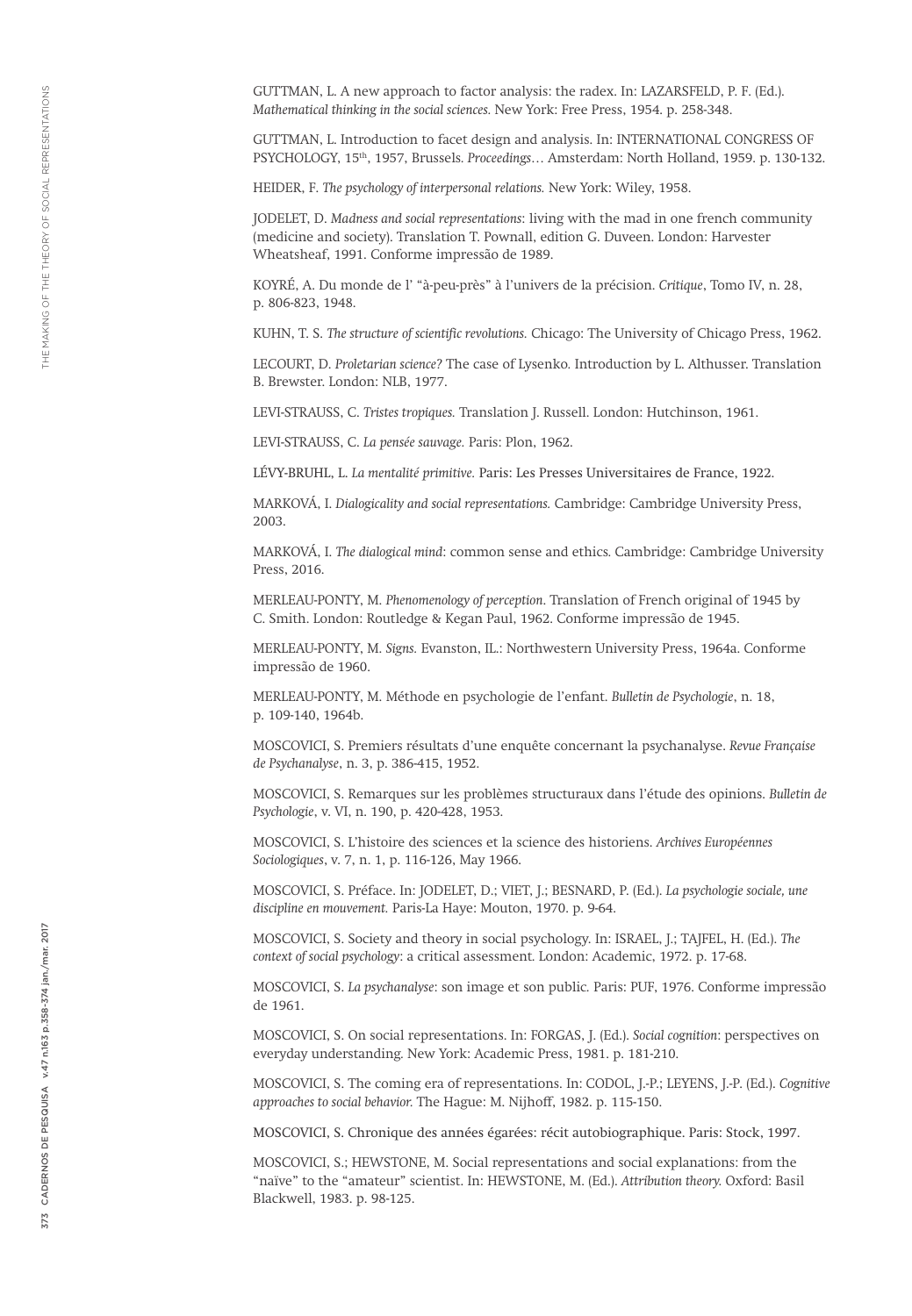GUTTMAN, L. A new approach to factor analysis: the radex. In: LAZARSFELD, P. F. (Ed.). *Mathematical thinking in the social sciences.* New York: Free Press, 1954. p. 258-348.

GUTTMAN, L. Introduction to facet design and analysis. In: INTERNATIONAL CONGRESS OF PSYCHOLOGY, 15th, 1957, Brussels. *Proceedings…* Amsterdam: North Holland, 1959. p. 130-132.

HEIDER, F. *The psychology of interpersonal relations.* New York: Wiley, 1958.

JODELET, D. *Madness and social representations*: living with the mad in one french community (medicine and society). Translation T. Pownall, edition G. Duveen. London: Harvester Wheatsheaf, 1991. Conforme impressão de 1989.

KOYRÉ, A. Du monde de l' "à-peu-près" à l'univers de la précision. *Critique*, Tomo IV, n. 28, p. 806-823, 1948.

KUHN, T. S. *The structure of scientific revolutions.* Chicago: The University of Chicago Press, 1962.

LECOURT, D. *Proletarian science?* The case of Lysenko. Introduction by L. Althusser. Translation B. Brewster. London: NLB, 1977.

LEVI-STRAUSS, C. *Tristes tropiques.* Translation J. Russell. London: Hutchinson, 1961.

LEVI-STRAUSS, C. *La pensée sauvage.* Paris: Plon, 1962.

LÉVY-BRUHL, L. *La mentalité primitive.* Paris: Les Presses Universitaires de France, 1922.

MARKOVÁ, I. *Dialogicality and social representations.* Cambridge: Cambridge University Press, 2003.

MARKOVÁ, I. *The dialogical mind*: common sense and ethics*.* Cambridge: Cambridge University Press, 2016.

MERLEAU-PONTY, M. *Phenomenology of perception*. Translation of French original of 1945 by C. Smith. London: Routledge & Kegan Paul, 1962. Conforme impressão de 1945.

MERLEAU-PONTY, M. *Signs.* Evanston, IL.: Northwestern University Press, 1964a. Conforme impressão de 1960.

MERLEAU-PONTY, M. Méthode en psychologie de l'enfant. *Bulletin de Psychologie*, n. 18, p. 109-140, 1964b.

MOSCOVICI, S. Premiers résultats d'une enquête concernant la psychanalyse. *Revue Française de Psychanalyse*, n. 3, p. 386-415, 1952.

MOSCOVICI, S. Remarques sur les problèmes structuraux dans l'étude des opinions. *Bulletin de Psychologie*, v. VI, n. 190, p. 420-428, 1953.

MOSCOVICI, S. L'histoire des sciences et la science des historiens. *Archives Européennes Sociologiques*, v. 7, n. 1, p. 116-126, May 1966.

MOSCOVICI, S. Préface. In: JODELET, D.; VIET, J.; BESNARD, P. (Ed.). *La psychologie sociale, une discipline en mouvement.* Paris-La Haye: Mouton, 1970. p. 9-64.

MOSCOVICI, S. Society and theory in social psychology. In: ISRAEL, J.; TAJFEL, H. (Ed.). *The context of social psychology*: a critical assessment. London: Academic, 1972. p. 17-68.

MOSCOVICI, S. *La psychanalyse*: son image et son public. Paris: PUF, 1976. Conforme impressão de 1961.

MOSCOVICI, S. On social representations. In: FORGAS, J. (Ed.). *Social cognition*: perspectives on everyday understanding. New York: Academic Press, 1981. p. 181-210.

MOSCOVICI, S. The coming era of representations. In: CODOL, J.-P.; LEYENS, J.-P. (Ed.). *Cognitive approaches to social behavior.* The Hague: M. Nijhoff, 1982. p. 115-150.

MOSCOVICI, S. Chronique des années égarées: récit autobiographique. Paris: Stock, 1997.

MOSCOVICI, S.; HEWSTONE, M. Social representations and social explanations: from the "naïve" to the "amateur" scientist. In: HEWSTONE, M. (Ed.). *Attribution theory.* Oxford: Basil Blackwell, 1983. p. 98-125.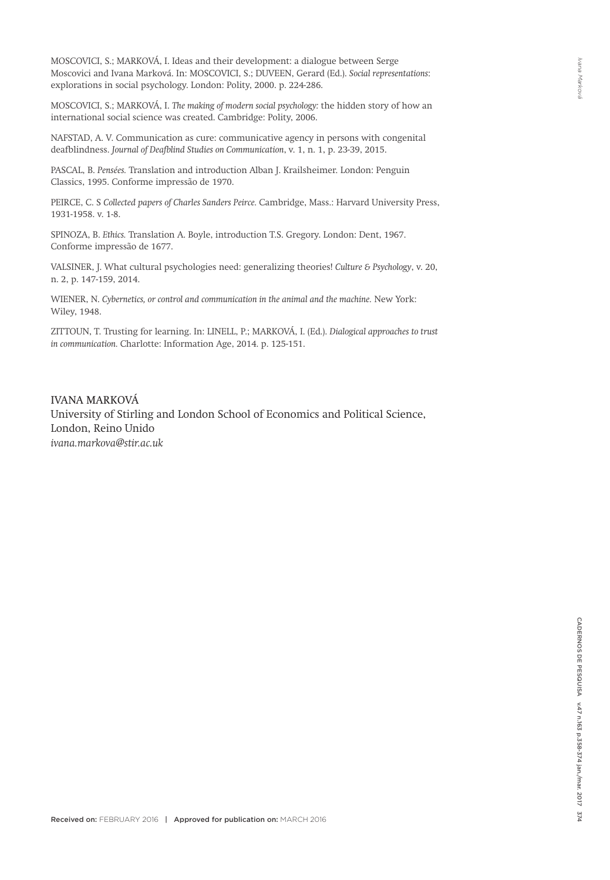MOSCOVICI, S.; MARKOVÁ, I. Ideas and their development: a dialogue between Serge Moscovici and Ivana Marková. In: MOSCOVICI, S.; DUVEEN, Gerard (Ed.). *Social representations*: explorations in social psychology. London: Polity, 2000. p. 224-286.

MOSCOVICI, S.; MARKOVÁ, I. *The making of modern social psychology:* the hidden story of how an international social science was created. Cambridge: Polity, 2006.

NAFSTAD, A. V. Communication as cure: communicative agency in persons with congenital deafblindness. *Journal of Deafblind Studies on Communication*, v. 1, n. 1, p. 23-39, 2015.

PASCAL, B. *Pensées.* Translation and introduction Alban J. Krailsheimer. London: Penguin Classics, 1995. Conforme impressão de 1970.

PEIRCE, C. S *Collected papers of Charles Sanders Peirce.* Cambridge, Mass.: Harvard University Press, 1931-1958. v. 1-8.

SPINOZA, B. *Ethics.* Translation A. Boyle, introduction T.S. Gregory. London: Dent, 1967. Conforme impressão de 1677.

VALSINER, J. What cultural psychologies need: generalizing theories! *Culture & Psychology*, v. 20, n. 2, p. 147-159, 2014.

WIENER, N. *Cybernetics, or control and communication in the animal and the machine.* New York: Wiley, 1948.

ZITTOUN, T. Trusting for learning. In: LINELL, P.; MARKOVÁ, I. (Ed.). *Dialogical approaches to trust in communication.* Charlotte: Information Age, 2014. p. 125-151.

IVANA MARKOVÁ
University of Stirling and London School of Economics and Political Science, London, Reino Unido
*ivana.markova@stir.ac.uk*

**Received on:** FEBRUARY 2016 | **Approved for publication on:** MARCH 2016